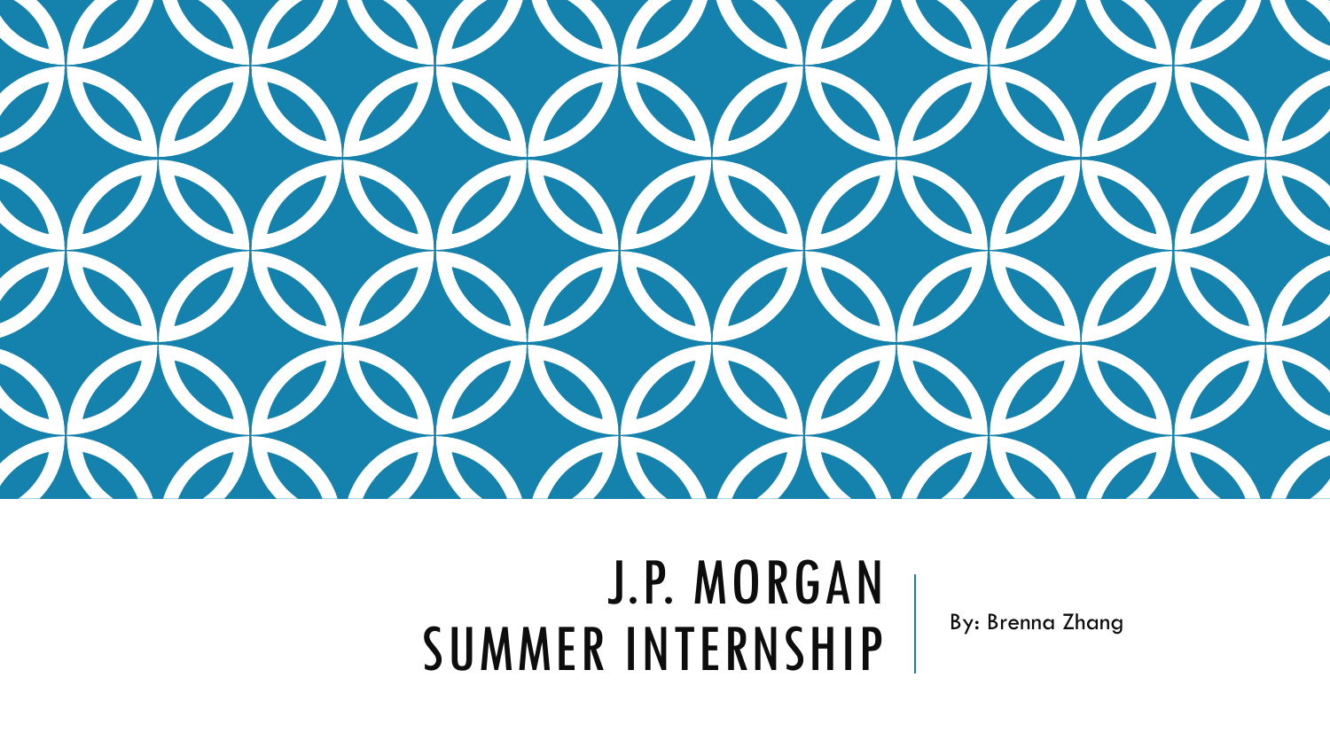# J.P. MORGAN SUMMER INTERNSHIP

By: Brenna Zhang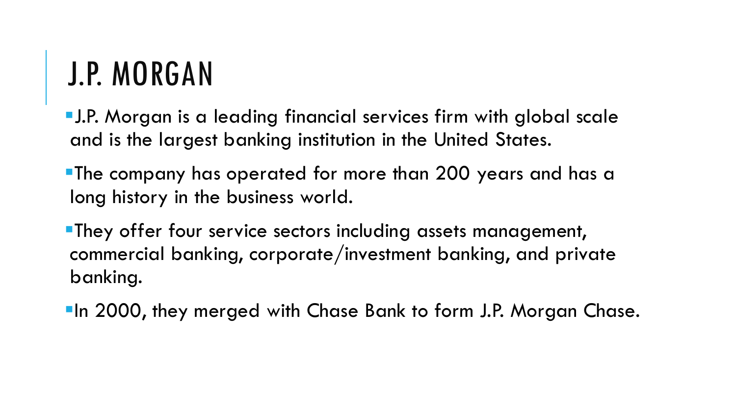# J.P. MORGAN

- J.P. Morgan is a leading financial services firm with global scale and is the largest banking institution in the United States.
- The company has operated for more than 200 years and has a long history in the business world.
- They offer four service sectors including assets management, commercial banking, corporate/investment banking, and private banking.
- In 2000, they merged with Chase Bank to form J.P. Morgan Chase.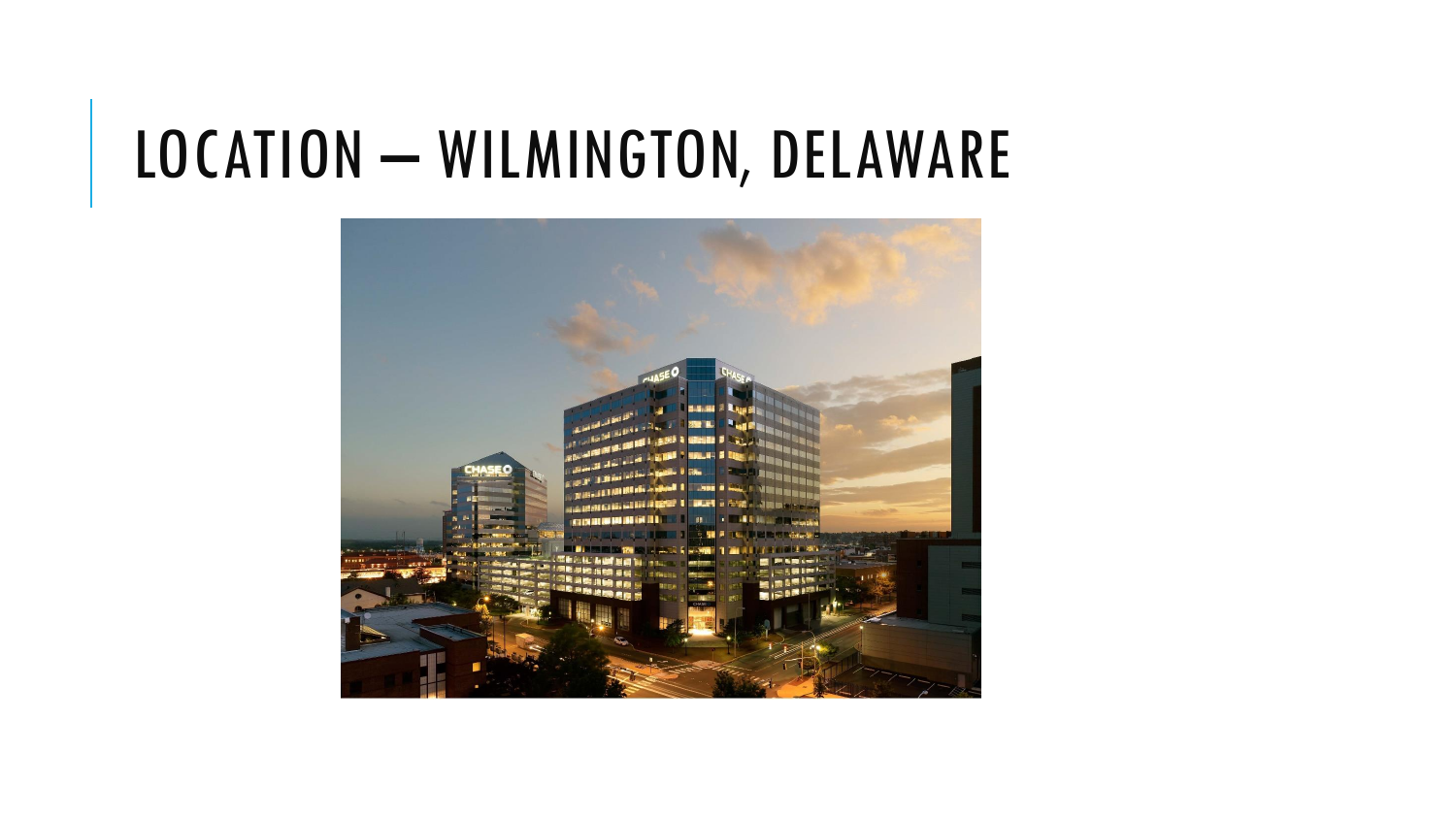# LOCATION – WILMINGTON, DELAWARE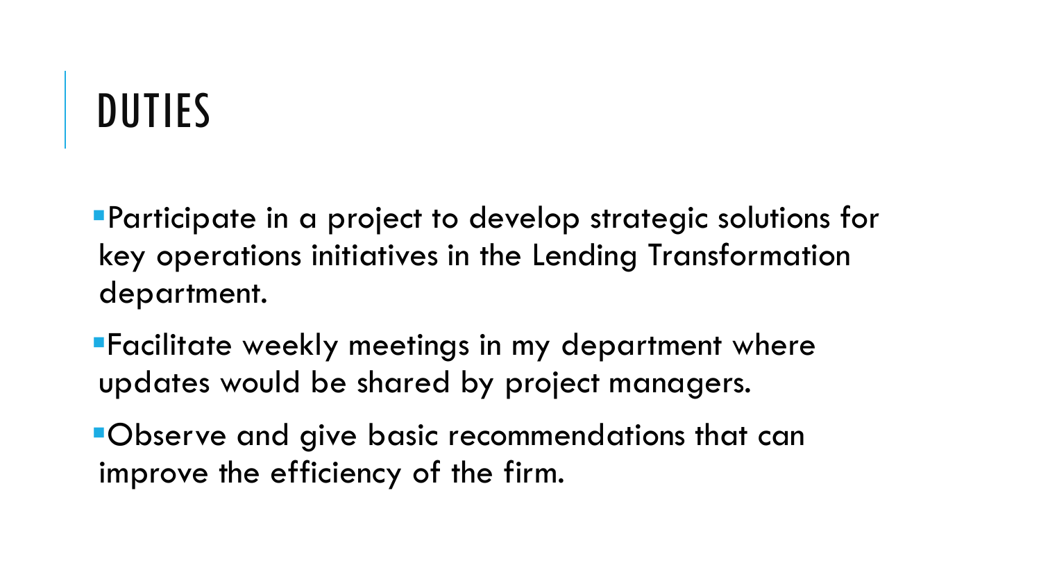# DUTIES

- Participate in a project to develop strategic solutions for key operations initiatives in the Lending Transformation department.
- Facilitate weekly meetings in my department where updates would be shared by project managers.
- Observe and give basic recommendations that can improve the efficiency of the firm.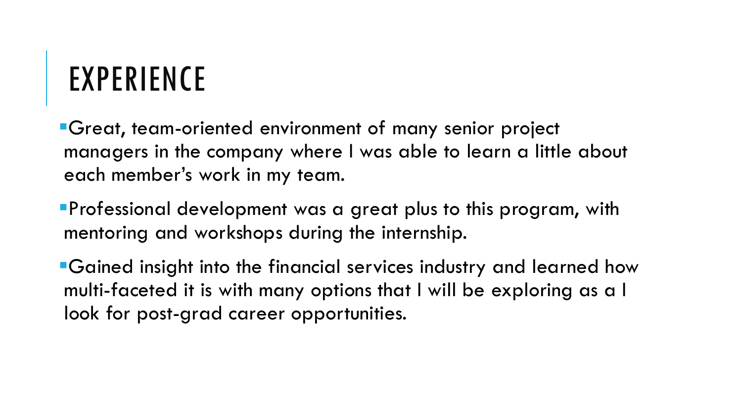# EXPERIENCE

- Great, team-oriented environment of many senior project managers in the company where I was able to learn a little about each member's work in my team.
- Professional development was a great plus to this program, with mentoring and workshops during the internship.
- Gained insight into the financial services industry and learned how multi-faceted it is with many options that I will be exploring as a I look for post-grad career opportunities.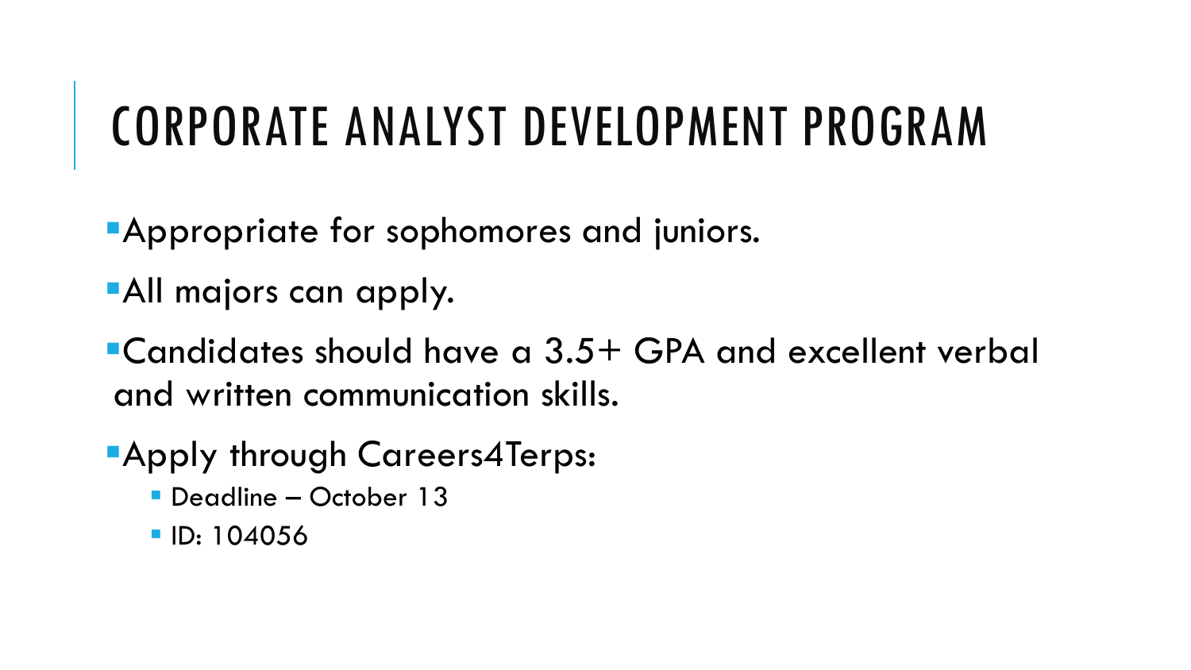# CORPORATE ANALYST DEVELOPMENT PROGRAM

- Appropriate for sophomores and juniors.
- All majors can apply.
- Candidates should have a 3.5+ GPA and excellent verbal and written communication skills.
- Apply through Careers4Terps:
  - Deadline – October 13
  - ID: 104056